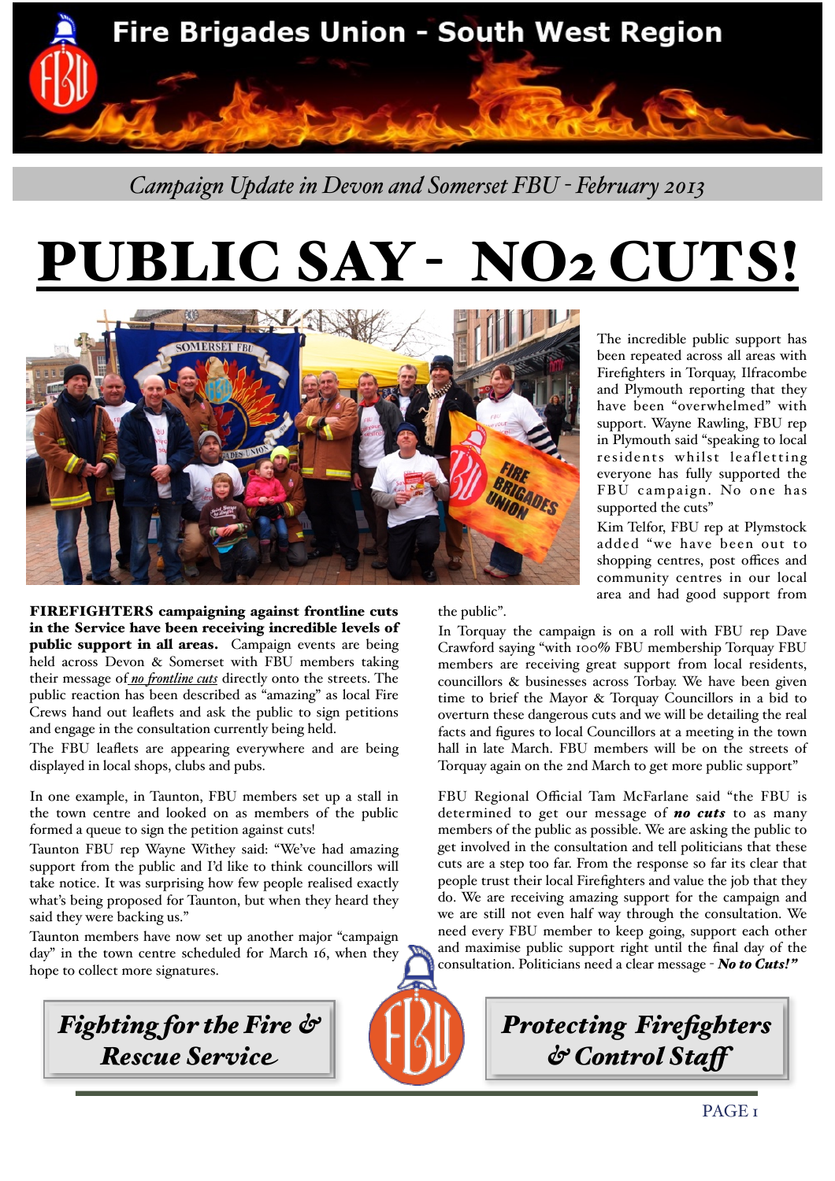# Fire Brigades Union - South West Region

*Campaign Update in Devon and Somerset FBU - February 2013*

# PUBLIC SAY - NO2 CUTS!

**FIREFIGHTERS campaigning against frontline cuts in the Service have been receiving incredible levels of public support in all areas.** Campaign events are being held across Devon & Somerset with FBU members taking their message of ***no frontline cuts*** directly onto the streets. The public reaction has been described as "amazing" as local Fire Crews hand out leaflets and ask the public to sign petitions and engage in the consultation currently being held.

The FBU leaflets are appearing everywhere and are being displayed in local shops, clubs and pubs.

In one example, in Taunton, FBU members set up a stall in the town centre and looked on as members of the public formed a queue to sign the petition against cuts!

Taunton FBU rep Wayne Withey said: "We've had amazing support from the public and I'd like to think councillors will take notice. It was surprising how few people realised exactly what's being proposed for Taunton, but when they heard they said they were backing us."

Taunton members have now set up another major "campaign day" in the town centre scheduled for March 16, when they hope to collect more signatures.

The incredible public support has been repeated across all areas with Firefighters in Torquay, Ilfracombe and Plymouth reporting that they have been "overwhelmed" with support. Wayne Rawling, FBU rep in Plymouth said "speaking to local residents whilst leafletting everyone has fully supported the FBU campaign. No one has supported the cuts"

Kim Telfor, FBU rep at Plymstock added "we have been out to shopping centres, post offices and community centres in our local area and had good support from the public".

In Torquay the campaign is on a roll with FBU rep Dave Crawford saying "with 100% FBU membership Torquay FBU members are receiving great support from local residents, councillors & businesses across Torbay. We have been given time to brief the Mayor & Torquay Councillors in a bid to overturn these dangerous cuts and we will be detailing the real facts and figures to local Councillors at a meeting in the town hall in late March. FBU members will be on the streets of Torquay again on the 2nd March to get more public support"

FBU Regional Official Tam McFarlane said "the FBU is determined to get our message of ***no cuts*** to as many members of the public as possible. We are asking the public to get involved in the consultation and tell politicians that these cuts are a step too far. From the response so far its clear that people trust their local Firefighters and value the job that they do. We are receiving amazing support for the campaign and we are still not even half way through the consultation. We need every FBU member to keep going, support each other and maximise public support right until the final day of the consultation. Politicians need a clear message - ***No to Cuts!***"

***Fighting for the Fire & Rescue Service***

***Protecting Firefighters & Control Staff***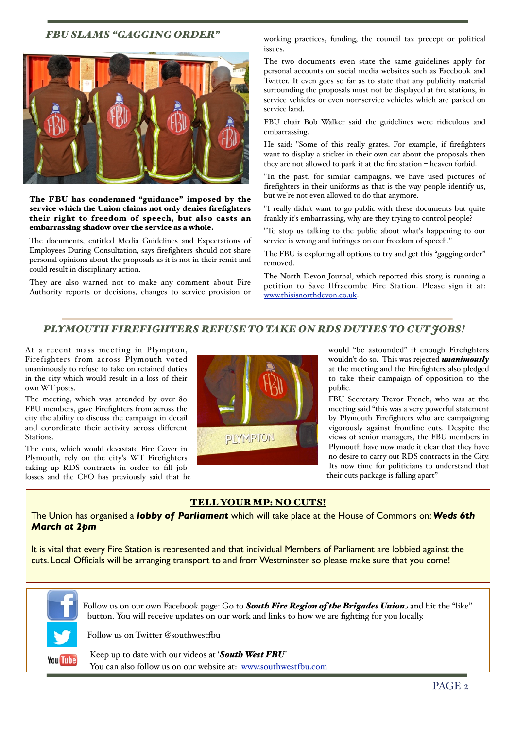## *FBU SLAMS "GAGGING ORDER"*

**The FBU has condemned "guidance" imposed by the service which the Union claims not only denies firefighters their right to freedom of speech, but also casts an embarrassing shadow over the service as a whole.**

The documents, entitled Media Guidelines and Expectations of Employees During Consultation, says firefighters should not share personal opinions about the proposals as it is not in their remit and could result in disciplinary action.

They are also warned not to make any comment about Fire Authority reports or decisions, changes to service provision or working practices, funding, the council tax precept or political issues.

The two documents even state the same guidelines apply for personal accounts on social media websites such as Facebook and Twitter. It even goes so far as to state that any publicity material surrounding the proposals must not be displayed at fire stations, in service vehicles or even non-service vehicles which are parked on service land.

FBU chair Bob Walker said the guidelines were ridiculous and embarrassing.

He said: "Some of this really grates. For example, if firefighters want to display a sticker in their own car about the proposals then they are not allowed to park it at the fire station – heaven forbid.

"In the past, for similar campaigns, we have used pictures of firefighters in their uniforms as that is the way people identify us, but we're not even allowed to do that anymore.

"I really didn't want to go public with these documents but quite frankly it's embarrassing, why are they trying to control people?

"To stop us talking to the public about what's happening to our service is wrong and infringes on our freedom of speech."

The FBU is exploring all options to try and get this "gagging order" removed.

The North Devon Journal, which reported this story, is running a petition to Save Ilfracombe Fire Station. Please sign it at: www.thisisnorthdevon.co.uk.

## *PLYMOUTH FIREFIGHTERS REFUSE TO TAKE ON RDS DUTIES TO CUT JOBS!*

At a recent mass meeting in Plympton, Firefighters from across Plymouth voted unanimously to refuse to take on retained duties in the city which would result in a loss of their own WT posts.

The meeting, which was attended by over 80 FBU members, gave Firefighters from across the city the ability to discuss the campaign in detail and co-ordinate their activity across different Stations.

The cuts, which would devastate Fire Cover in Plymouth, rely on the city's WT Firefighters taking up RDS contracts in order to fill job losses and the CFO has previously said that he would "be astounded" if enough Firefighters wouldn't do so. This was rejected ***unanimously*** at the meeting and the Firefighters also pledged to take their campaign of opposition to the public.

FBU Secretary Trevor French, who was at the meeting said "this was a very powerful statement by Plymouth Firefighters who are campaigning vigorously against frontline cuts. Despite the views of senior managers, the FBU members in Plymouth have now made it clear that they have no desire to carry out RDS contracts in the City. Its now time for politicians to understand that their cuts package is falling apart"

### TELL YOUR MP: NO CUTS!

The Union has organised a ***lobby of Parliament*** which will take place at the House of Commons on: ***Weds 6th March at 2pm***

It is vital that every Fire Station is represented and that individual Members of Parliament are lobbied against the cuts. Local Officials will be arranging transport to and from Westminster so please make sure that you come!

Follow us on our own Facebook page: Go to ***South Fire Region of the Brigades Union*** and hit the "like" button. You will receive updates on our work and links to how we are fighting for you locally.

Follow us on Twitter @southwestfbu

Keep up to date with our videos at '***South West FBU***'
You can also follow us on our website at: www.southwestfbu.com